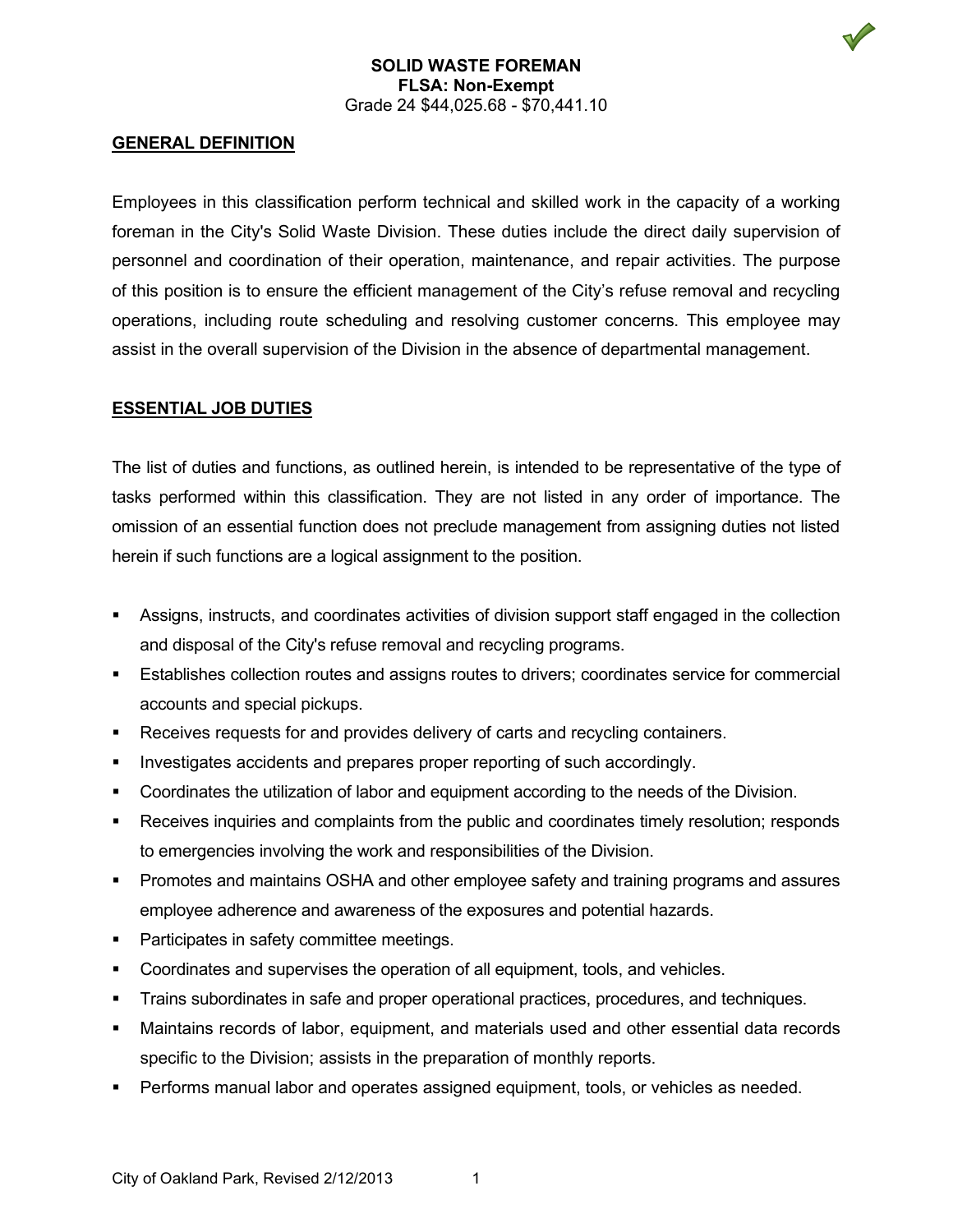**SOLID WASTE FOREMAN**
**FLSA: Non-Exempt**
Grade 24 $44,025.68 - $70,441.10

## GENERAL DEFINITION

Employees in this classification perform technical and skilled work in the capacity of a working foreman in the City's Solid Waste Division. These duties include the direct daily supervision of personnel and coordination of their operation, maintenance, and repair activities. The purpose of this position is to ensure the efficient management of the City's refuse removal and recycling operations, including route scheduling and resolving customer concerns. This employee may assist in the overall supervision of the Division in the absence of departmental management.

## ESSENTIAL JOB DUTIES

The list of duties and functions, as outlined herein, is intended to be representative of the type of tasks performed within this classification. They are not listed in any order of importance. The omission of an essential function does not preclude management from assigning duties not listed herein if such functions are a logical assignment to the position.

- Assigns, instructs, and coordinates activities of division support staff engaged in the collection and disposal of the City's refuse removal and recycling programs.
- Establishes collection routes and assigns routes to drivers; coordinates service for commercial accounts and special pickups.
- Receives requests for and provides delivery of carts and recycling containers.
- Investigates accidents and prepares proper reporting of such accordingly.
- Coordinates the utilization of labor and equipment according to the needs of the Division.
- Receives inquiries and complaints from the public and coordinates timely resolution; responds to emergencies involving the work and responsibilities of the Division.
- Promotes and maintains OSHA and other employee safety and training programs and assures employee adherence and awareness of the exposures and potential hazards.
- Participates in safety committee meetings.
- Coordinates and supervises the operation of all equipment, tools, and vehicles.
- Trains subordinates in safe and proper operational practices, procedures, and techniques.
- Maintains records of labor, equipment, and materials used and other essential data records specific to the Division; assists in the preparation of monthly reports.
- Performs manual labor and operates assigned equipment, tools, or vehicles as needed.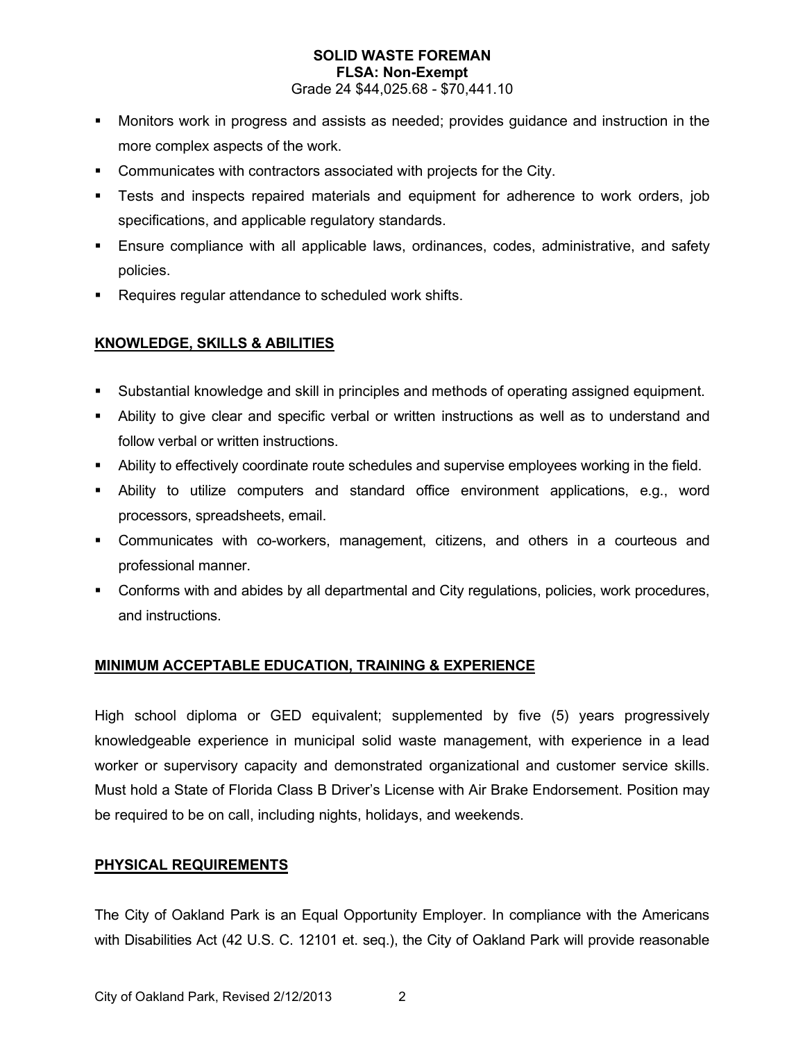**SOLID WASTE FOREMAN**
**FLSA: Non-Exempt**
Grade 24 $44,025.68 - $70,441.10

- Monitors work in progress and assists as needed; provides guidance and instruction in the more complex aspects of the work.
- Communicates with contractors associated with projects for the City.
- Tests and inspects repaired materials and equipment for adherence to work orders, job specifications, and applicable regulatory standards.
- Ensure compliance with all applicable laws, ordinances, codes, administrative, and safety policies.
- Requires regular attendance to scheduled work shifts.

## KNOWLEDGE, SKILLS & ABILITIES

- Substantial knowledge and skill in principles and methods of operating assigned equipment.
- Ability to give clear and specific verbal or written instructions as well as to understand and follow verbal or written instructions.
- Ability to effectively coordinate route schedules and supervise employees working in the field.
- Ability to utilize computers and standard office environment applications, e.g., word processors, spreadsheets, email.
- Communicates with co-workers, management, citizens, and others in a courteous and professional manner.
- Conforms with and abides by all departmental and City regulations, policies, work procedures, and instructions.

## MINIMUM ACCEPTABLE EDUCATION, TRAINING & EXPERIENCE

High school diploma or GED equivalent; supplemented by five (5) years progressively knowledgeable experience in municipal solid waste management, with experience in a lead worker or supervisory capacity and demonstrated organizational and customer service skills. Must hold a State of Florida Class B Driver's License with Air Brake Endorsement. Position may be required to be on call, including nights, holidays, and weekends.

## PHYSICAL REQUIREMENTS

The City of Oakland Park is an Equal Opportunity Employer. In compliance with the Americans with Disabilities Act (42 U.S. C. 12101 et. seq.), the City of Oakland Park will provide reasonable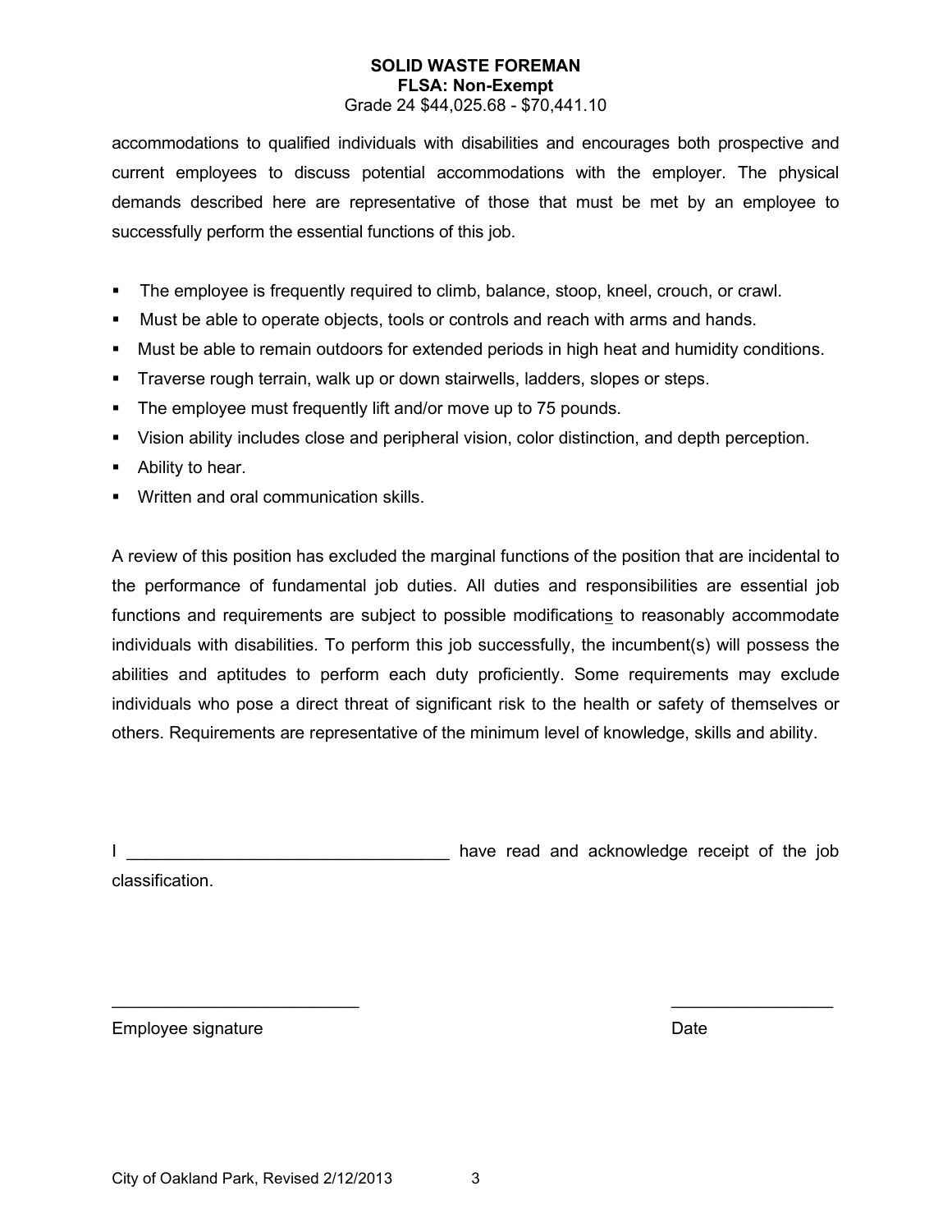accommodations to qualified individuals with disabilities and encourages both prospective and current employees to discuss potential accommodations with the employer. The physical demands described here are representative of those that must be met by an employee to successfully perform the essential functions of this job.

- The employee is frequently required to climb, balance, stoop, kneel, crouch, or crawl.
- Must be able to operate objects, tools or controls and reach with arms and hands.
- Must be able to remain outdoors for extended periods in high heat and humidity conditions.
- Traverse rough terrain, walk up or down stairwells, ladders, slopes or steps.
- The employee must frequently lift and/or move up to 75 pounds.
- Vision ability includes close and peripheral vision, color distinction, and depth perception.
- Ability to hear.
- Written and oral communication skills.

A review of this position has excluded the marginal functions of the position that are incidental to the performance of fundamental job duties. All duties and responsibilities are essential job functions and requirements are subject to possible modifications to reasonably accommodate individuals with disabilities. To perform this job successfully, the incumbent(s) will possess the abilities and aptitudes to perform each duty proficiently. Some requirements may exclude individuals who pose a direct threat of significant risk to the health or safety of themselves or others. Requirements are representative of the minimum level of knowledge, skills and ability.

I _________________________________ have read and acknowledge receipt of the job classification.

__________________________ &nbsp;&nbsp;&nbsp;&nbsp;&nbsp;&nbsp;&nbsp;&nbsp;&nbsp;&nbsp;&nbsp;&nbsp;&nbsp;&nbsp;&nbsp;&nbsp; _________________

Employee signature &nbsp;&nbsp;&nbsp;&nbsp;&nbsp;&nbsp;&nbsp;&nbsp;&nbsp;&nbsp;&nbsp;&nbsp;&nbsp;&nbsp;&nbsp;&nbsp;&nbsp;&nbsp;&nbsp;&nbsp;&nbsp;&nbsp;&nbsp;&nbsp;&nbsp;&nbsp;&nbsp;&nbsp;&nbsp;&nbsp; Date